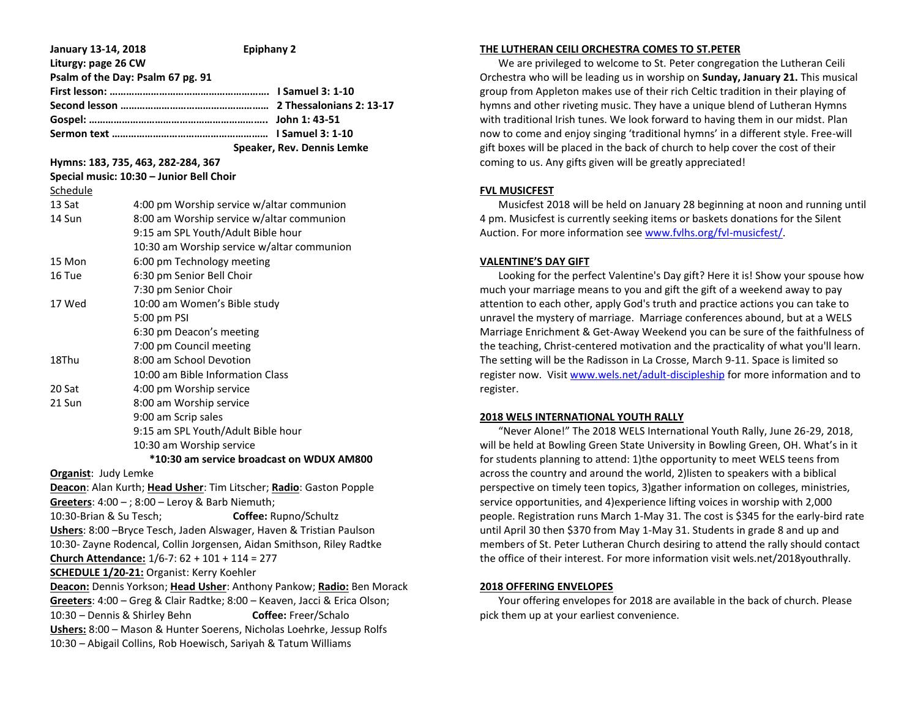**January 13-14, 2018 Epiphany 2**

**Liturgy: page 26 CW**

**Psalm of the Day: Psalm 67 pg. 91**

**First lesson: …………………………………………………. I Samuel 3: 1-10**

**Second lesson ……………………………………………… 2 Thessalonians 2: 13-17**

**Gospel: ………………………………………………………. John 1: 43-51**

**Sermon text ………………………………………………. I Samuel 3: 1-10**

**Speaker, Rev. Dennis Lemke**

**Hymns: 183, 735, 463, 282-284, 367**

**Special music: 10:30 – Junior Bell Choir**

Schedule

| | |
|---|---|
| 13 Sat | 4:00 pm Worship service w/altar communion |
| 14 Sun | 8:00 am Worship service w/altar communion |
| | 9:15 am SPL Youth/Adult Bible hour |
| | 10:30 am Worship service w/altar communion |
| 15 Mon | 6:00 pm Technology meeting |
| 16 Tue | 6:30 pm Senior Bell Choir |
| | 7:30 pm Senior Choir |
| 17 Wed | 10:00 am Women's Bible study |
| | 5:00 pm PSI |
| | 6:30 pm Deacon's meeting |
| | 7:00 pm Council meeting |
| 18Thu | 8:00 am School Devotion |
| | 10:00 am Bible Information Class |
| 20 Sat | 4:00 pm Worship service |
| 21 Sun | 8:00 am Worship service |
| | 9:00 am Scrip sales |
| | 9:15 am SPL Youth/Adult Bible hour |
| | 10:30 am Worship service |

**\*10:30 am service broadcast on WDUX AM800**

**Organist**: Judy Lemke

**Deacon**: Alan Kurth; **Head Usher**: Tim Litscher; **Radio**: Gaston Popple

**Greeters**: 4:00 – ; 8:00 – Leroy & Barb Niemuth;

10:30-Brian & Su Tesch; **Coffee:** Rupno/Schultz

**Ushers**: 8:00 –Bryce Tesch, Jaden Alswager, Haven & Tristian Paulson

10:30- Zayne Rodencal, Collin Jorgensen, Aidan Smithson, Riley Radtke

**Church Attendance:** 1/6-7: 62 + 101 + 114 = 277

**SCHEDULE 1/20-21:** Organist: Kerry Koehler

**Deacon:** Dennis Yorkson; **Head Usher**: Anthony Pankow; **Radio:** Ben Morack

**Greeters**: 4:00 – Greg & Clair Radtke; 8:00 – Keaven, Jacci & Erica Olson;

10:30 – Dennis & Shirley Behn **Coffee:** Freer/Schalo

**Ushers:** 8:00 – Mason & Hunter Soerens, Nicholas Loehrke, Jessup Rolfs

10:30 – Abigail Collins, Rob Hoewisch, Sariyah & Tatum Williams

## THE LUTHERAN CEILI ORCHESTRA COMES TO ST.PETER

We are privileged to welcome to St. Peter congregation the Lutheran Ceili Orchestra who will be leading us in worship on **Sunday, January 21.** This musical group from Appleton makes use of their rich Celtic tradition in their playing of hymns and other riveting music. They have a unique blend of Lutheran Hymns with traditional Irish tunes. We look forward to having them in our midst. Plan now to come and enjoy singing 'traditional hymns' in a different style. Free-will gift boxes will be placed in the back of church to help cover the cost of their coming to us. Any gifts given will be greatly appreciated!

## FVL MUSICFEST

Musicfest 2018 will be held on January 28 beginning at noon and running until 4 pm. Musicfest is currently seeking items or baskets donations for the Silent Auction. For more information see www.fvlhs.org/fvl-musicfest/.

## VALENTINE'S DAY GIFT

Looking for the perfect Valentine's Day gift? Here it is! Show your spouse how much your marriage means to you and gift the gift of a weekend away to pay attention to each other, apply God's truth and practice actions you can take to unravel the mystery of marriage. Marriage conferences abound, but at a WELS Marriage Enrichment & Get-Away Weekend you can be sure of the faithfulness of the teaching, Christ-centered motivation and the practicality of what you'll learn. The setting will be the Radisson in La Crosse, March 9-11. Space is limited so register now. Visit www.wels.net/adult-discipleship for more information and to register.

## 2018 WELS INTERNATIONAL YOUTH RALLY

"Never Alone!" The 2018 WELS International Youth Rally, June 26-29, 2018, will be held at Bowling Green State University in Bowling Green, OH. What's in it for students planning to attend: 1)the opportunity to meet WELS teens from across the country and around the world, 2)listen to speakers with a biblical perspective on timely teen topics, 3)gather information on colleges, ministries, service opportunities, and 4)experience lifting voices in worship with 2,000 people. Registration runs March 1-May 31. The cost is $345 for the early-bird rate until April 30 then $370 from May 1-May 31. Students in grade 8 and up and members of St. Peter Lutheran Church desiring to attend the rally should contact the office of their interest. For more information visit wels.net/2018youthrally.

## 2018 OFFERING ENVELOPES

Your offering envelopes for 2018 are available in the back of church. Please pick them up at your earliest convenience.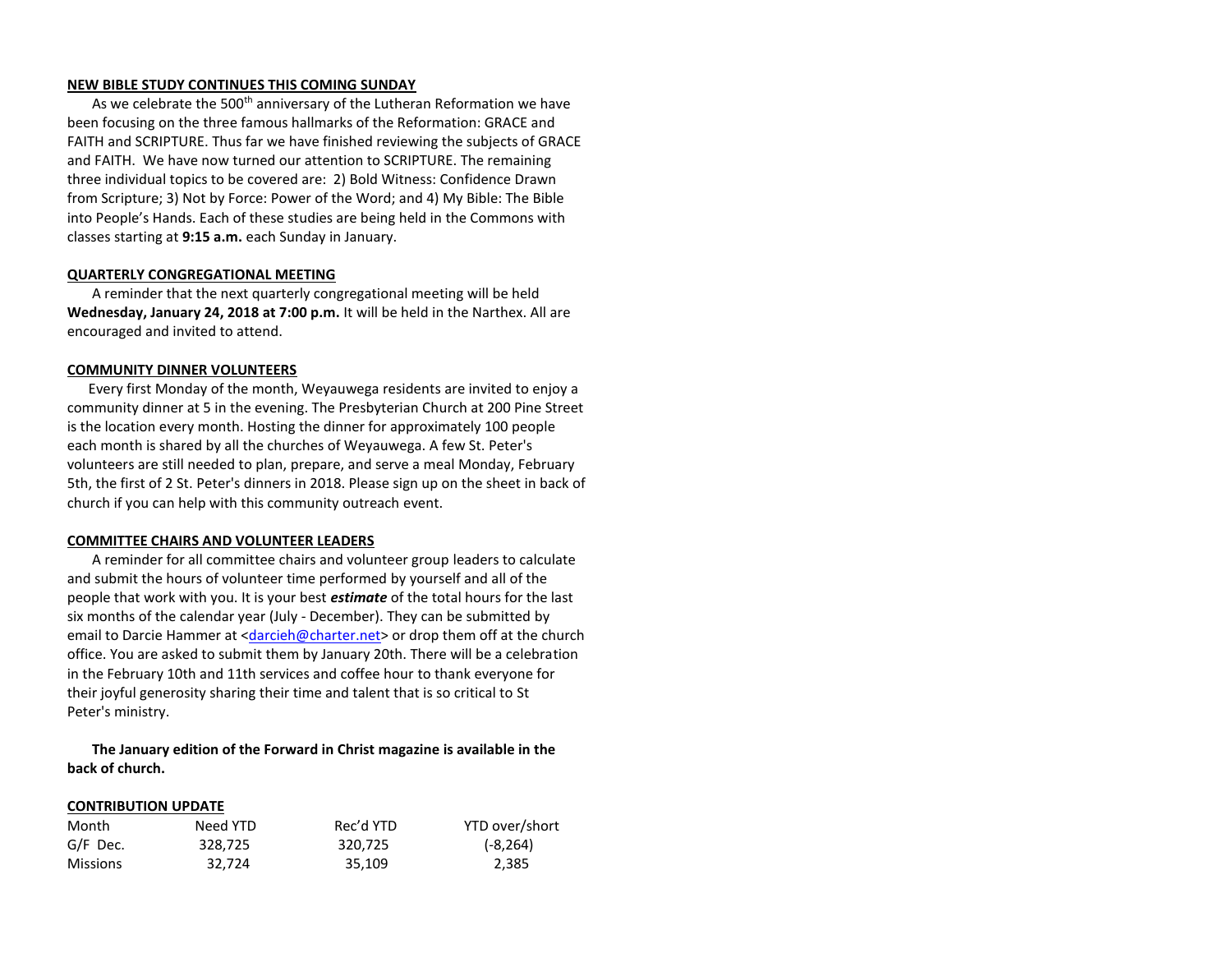**NEW BIBLE STUDY CONTINUES THIS COMING SUNDAY**

As we celebrate the 500th anniversary of the Lutheran Reformation we have been focusing on the three famous hallmarks of the Reformation: GRACE and FAITH and SCRIPTURE. Thus far we have finished reviewing the subjects of GRACE and FAITH. We have now turned our attention to SCRIPTURE. The remaining three individual topics to be covered are: 2) Bold Witness: Confidence Drawn from Scripture; 3) Not by Force: Power of the Word; and 4) My Bible: The Bible into People's Hands. Each of these studies are being held in the Commons with classes starting at **9:15 a.m.** each Sunday in January.

**QUARTERLY CONGREGATIONAL MEETING**

A reminder that the next quarterly congregational meeting will be held **Wednesday, January 24, 2018 at 7:00 p.m.** It will be held in the Narthex. All are encouraged and invited to attend.

**COMMUNITY DINNER VOLUNTEERS**

Every first Monday of the month, Weyauwega residents are invited to enjoy a community dinner at 5 in the evening. The Presbyterian Church at 200 Pine Street is the location every month. Hosting the dinner for approximately 100 people each month is shared by all the churches of Weyauwega. A few St. Peter's volunteers are still needed to plan, prepare, and serve a meal Monday, February 5th, the first of 2 St. Peter's dinners in 2018. Please sign up on the sheet in back of church if you can help with this community outreach event.

**COMMITTEE CHAIRS AND VOLUNTEER LEADERS**

A reminder for all committee chairs and volunteer group leaders to calculate and submit the hours of volunteer time performed by yourself and all of the people that work with you. It is your best ***estimate*** of the total hours for the last six months of the calendar year (July - December). They can be submitted by email to Darcie Hammer at <darcieh@charter.net> or drop them off at the church office. You are asked to submit them by January 20th. There will be a celebration in the February 10th and 11th services and coffee hour to thank everyone for their joyful generosity sharing their time and talent that is so critical to St Peter's ministry.

**The January edition of the Forward in Christ magazine is available in the back of church.**

**CONTRIBUTION UPDATE**

| Month | Need YTD | Rec'd YTD | YTD over/short |
|---|---|---|---|
| G/F Dec. | 328,725 | 320,725 | (-8,264) |
| Missions | 32,724 | 35,109 | 2,385 |